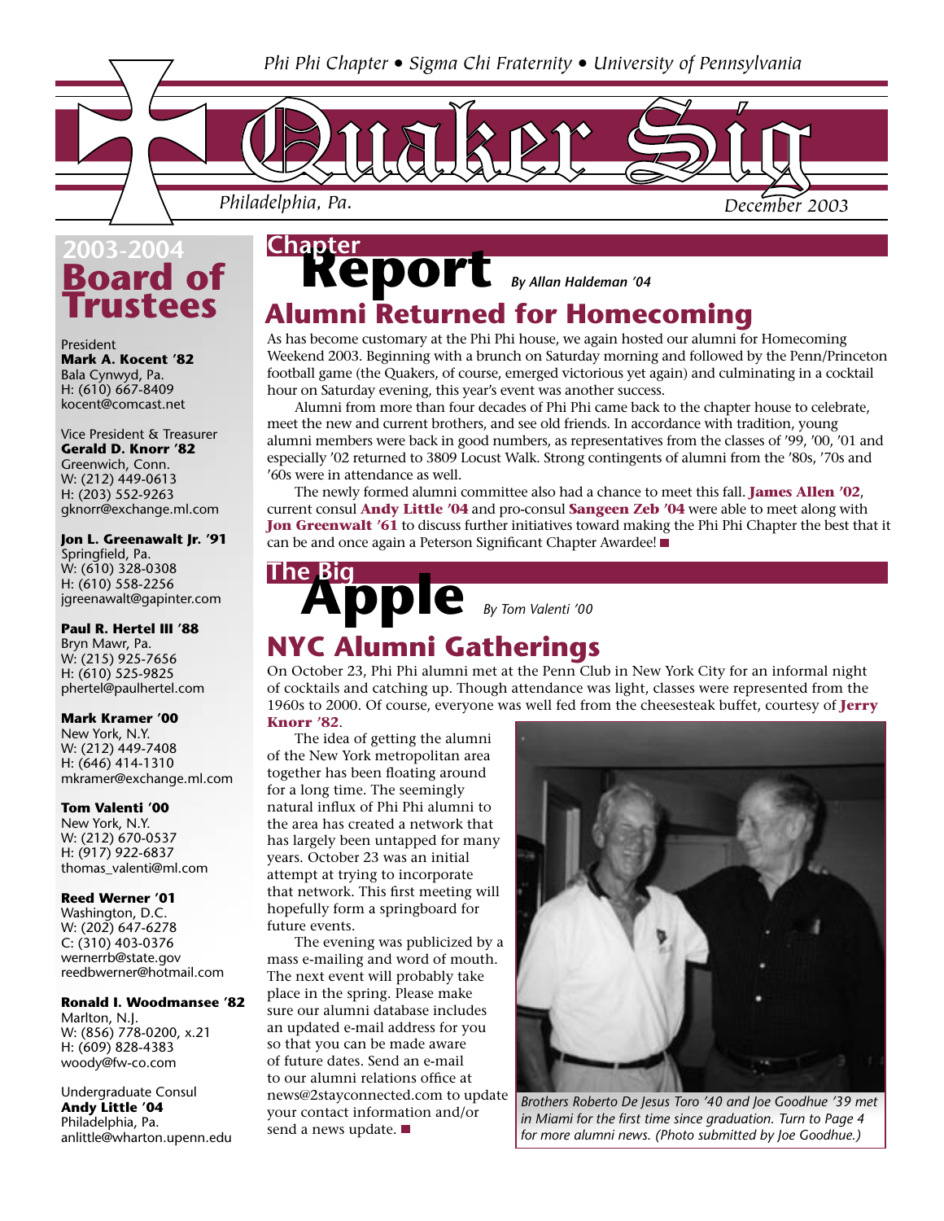Phi Phi Chapter • Sigma Chi Fraternity • University of Pennsylvania

# Quaker Sig

*Philadelphia, Pa.* *December 2003*

## 2003-2004 Board of Trustees

President
**Mark A. Kocent '82**
Bala Cynwyd, Pa.
H: (610) 667-8409
kocent@comcast.net

Vice President & Treasurer
**Gerald D. Knorr '82**
Greenwich, Conn.
W: (212) 449-0613
H: (203) 552-9263
gknorr@exchange.ml.com

**Jon L. Greenawalt Jr. '91**
Springfield, Pa.
W: (610) 328-0308
H: (610) 558-2256
jgreenawalt@gapinter.com

**Paul R. Hertel III '88**
Bryn Mawr, Pa.
W: (215) 925-7656
H: (610) 525-9825
phertel@paulhertel.com

**Mark Kramer '00**
New York, N.Y.
W: (212) 449-7408
H: (646) 414-1310
mkramer@exchange.ml.com

**Tom Valenti '00**
New York, N.Y.
W: (212) 670-0537
H: (917) 922-6837
thomas_valenti@ml.com

**Reed Werner '01**
Washington, D.C.
W: (202) 647-6278
C: (310) 403-0376
wernerrb@state.gov
reedbwerner@hotmail.com

**Ronald I. Woodmansee '82**
Marlton, N.J.
W: (856) 778-0200, x.21
H: (609) 828-4383
woody@fw-co.com

Undergraduate Consul
**Andy Little '04**
Philadelphia, Pa.
anlittle@wharton.upenn.edu

## Chapter Report

*By Allan Haldeman '04*

### Alumni Returned for Homecoming

As has become customary at the Phi Phi house, we again hosted our alumni for Homecoming Weekend 2003. Beginning with a brunch on Saturday morning and followed by the Penn/Princeton football game (the Quakers, of course, emerged victorious yet again) and culminating in a cocktail hour on Saturday evening, this year's event was another success.

Alumni from more than four decades of Phi Phi came back to the chapter house to celebrate, meet the new and current brothers, and see old friends. In accordance with tradition, young alumni members were back in good numbers, as representatives from the classes of '99, '00, '01 and especially '02 returned to 3809 Locust Walk. Strong contingents of alumni from the '80s, '70s and '60s were in attendance as well.

The newly formed alumni committee also had a chance to meet this fall. **James Allen '02**, current consul **Andy Little '04** and pro-consul **Sangeen Zeb '04** were able to meet along with **Jon Greenwalt '61** to discuss further initiatives toward making the Phi Phi Chapter the best that it can be and once again a Peterson Significant Chapter Awardee! ■

## The Big Apple

*By Tom Valenti '00*

### NYC Alumni Gatherings

On October 23, Phi Phi alumni met at the Penn Club in New York City for an informal night of cocktails and catching up. Though attendance was light, classes were represented from the 1960s to 2000. Of course, everyone was well fed from the cheesesteak buffet, courtesy of **Jerry Knorr '82**.

The idea of getting the alumni of the New York metropolitan area together has been floating around for a long time. The seemingly natural influx of Phi Phi alumni to the area has created a network that has largely been untapped for many years. October 23 was an initial attempt at trying to incorporate that network. This first meeting will hopefully form a springboard for future events.

The evening was publicized by a mass e-mailing and word of mouth. The next event will probably take place in the spring. Please make sure our alumni database includes an updated e-mail address for you so that you can be made aware of future dates. Send an e-mail to our alumni relations office at news@2stayconnected.com to update your contact information and/or send a news update. ■

*Brothers Roberto De Jesus Toro '40 and Joe Goodhue '39 met in Miami for the first time since graduation. Turn to Page 4 for more alumni news. (Photo submitted by Joe Goodhue.)*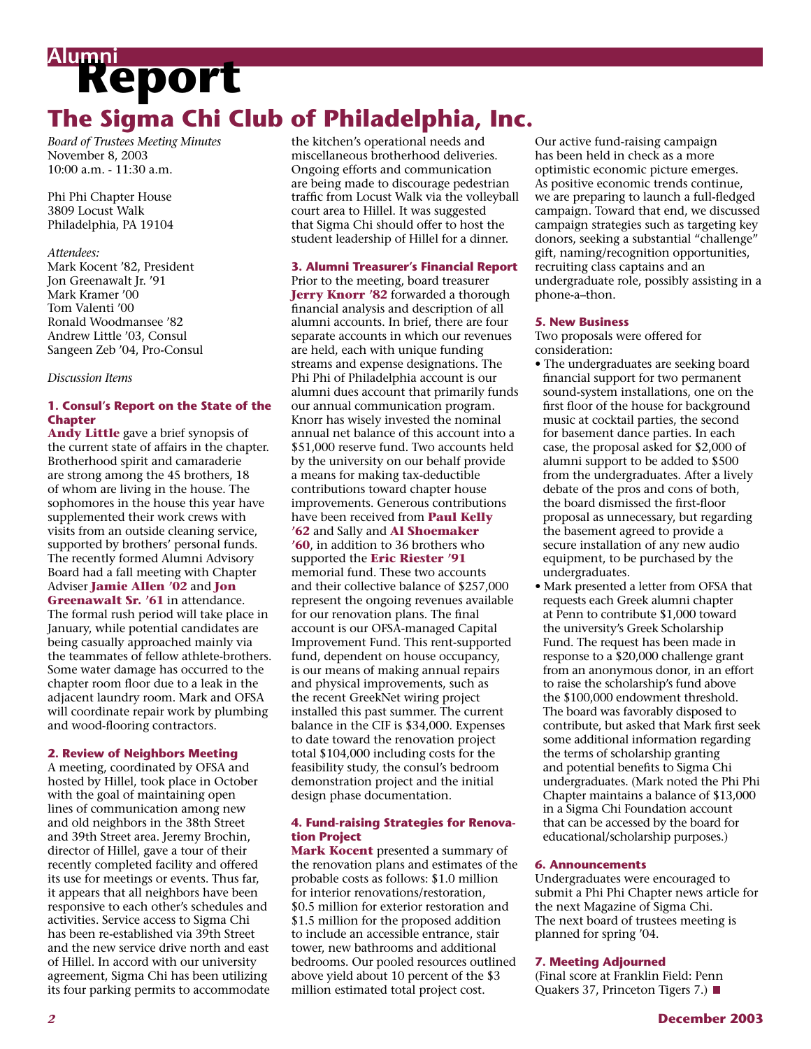# Alumni Report

## The Sigma Chi Club of Philadelphia, Inc.

*Board of Trustees Meeting Minutes*
November 8, 2003
10:00 a.m. - 11:30 a.m.

Phi Phi Chapter House
3809 Locust Walk
Philadelphia, PA 19104

*Attendees:*
Mark Kocent '82, President
Jon Greenawalt Jr. '91
Mark Kramer '00
Tom Valenti '00
Ronald Woodmansee '82
Andrew Little '03, Consul
Sangeen Zeb '04, Pro-Consul

*Discussion Items*

### 1. Consul's Report on the State of the Chapter

**Andy Little** gave a brief synopsis of the current state of affairs in the chapter. Brotherhood spirit and camaraderie are strong among the 45 brothers, 18 of whom are living in the house. The sophomores in the house this year have supplemented their work crews with visits from an outside cleaning service, supported by brothers' personal funds. The recently formed Alumni Advisory Board had a fall meeting with Chapter Adviser **Jamie Allen '02** and **Jon Greenawalt Sr. '61** in attendance. The formal rush period will take place in January, while potential candidates are being casually approached mainly via the teammates of fellow athlete-brothers. Some water damage has occurred to the chapter room floor due to a leak in the adjacent laundry room. Mark and OFSA will coordinate repair work by plumbing and wood-flooring contractors.

### 2. Review of Neighbors Meeting

A meeting, coordinated by OFSA and hosted by Hillel, took place in October with the goal of maintaining open lines of communication among new and old neighbors in the 38th Street and 39th Street area. Jeremy Brochin, director of Hillel, gave a tour of their recently completed facility and offered its use for meetings or events. Thus far, it appears that all neighbors have been responsive to each other's schedules and activities. Service access to Sigma Chi has been re-established via 39th Street and the new service drive north and east of Hillel. In accord with our university agreement, Sigma Chi has been utilizing its four parking permits to accommodate the kitchen's operational needs and miscellaneous brotherhood deliveries. Ongoing efforts and communication are being made to discourage pedestrian traffic from Locust Walk via the volleyball court area to Hillel. It was suggested that Sigma Chi should offer to host the student leadership of Hillel for a dinner.

### 3. Alumni Treasurer's Financial Report

Prior to the meeting, board treasurer **Jerry Knorr '82** forwarded a thorough financial analysis and description of all alumni accounts. In brief, there are four separate accounts in which our revenues are held, each with unique funding streams and expense designations. The Phi Phi of Philadelphia account is our alumni dues account that primarily funds our annual communication program. Knorr has wisely invested the nominal annual net balance of this account into a $51,000 reserve fund. Two accounts held by the university on our behalf provide a means for making tax-deductible contributions toward chapter house improvements. Generous contributions have been received from **Paul Kelly '62** and Sally and **Al Shoemaker '60**, in addition to 36 brothers who supported the **Eric Riester '91** memorial fund. These two accounts and their collective balance of $257,000 represent the ongoing revenues available for our renovation plans. The final account is our OFSA-managed Capital Improvement Fund. This rent-supported fund, dependent on house occupancy, is our means of making annual repairs and physical improvements, such as the recent GreekNet wiring project installed this past summer. The current balance in the CIF is $34,000. Expenses to date toward the renovation project total $104,000 including costs for the feasibility study, the consul's bedroom demonstration project and the initial design phase documentation.

### 4. Fund-raising Strategies for Renovation Project

**Mark Kocent** presented a summary of the renovation plans and estimates of the probable costs as follows: $1.0 million for interior renovations/restoration, $0.5 million for exterior restoration and $1.5 million for the proposed addition to include an accessible entrance, stair tower, new bathrooms and additional bedrooms. Our pooled resources outlined above yield about 10 percent of the $3 million estimated total project cost. Our active fund-raising campaign has been held in check as a more optimistic economic picture emerges. As positive economic trends continue, we are preparing to launch a full-fledged campaign. Toward that end, we discussed campaign strategies such as targeting key donors, seeking a substantial "challenge" gift, naming/recognition opportunities, recruiting class captains and an undergraduate role, possibly assisting in a phone-a–thon.

### 5. New Business

Two proposals were offered for consideration:

- The undergraduates are seeking board financial support for two permanent sound-system installations, one on the first floor of the house for background music at cocktail parties, the second for basement dance parties. In each case, the proposal asked for $2,000 of alumni support to be added to $500 from the undergraduates. After a lively debate of the pros and cons of both, the board dismissed the first-floor proposal as unnecessary, but regarding the basement agreed to provide a secure installation of any new audio equipment, to be purchased by the undergraduates.
- Mark presented a letter from OFSA that requests each Greek alumni chapter at Penn to contribute $1,000 toward the university's Greek Scholarship Fund. The request has been made in response to a $20,000 challenge grant from an anonymous donor, in an effort to raise the scholarship's fund above the $100,000 endowment threshold. The board was favorably disposed to contribute, but asked that Mark first seek some additional information regarding the terms of scholarship granting and potential benefits to Sigma Chi undergraduates. (Mark noted the Phi Phi Chapter maintains a balance of $13,000 in a Sigma Chi Foundation account that can be accessed by the board for educational/scholarship purposes.)

### 6. Announcements

Undergraduates were encouraged to submit a Phi Phi Chapter news article for the next Magazine of Sigma Chi. The next board of trustees meeting is planned for spring '04.

### 7. Meeting Adjourned

(Final score at Franklin Field: Penn Quakers 37, Princeton Tigers 7.) ■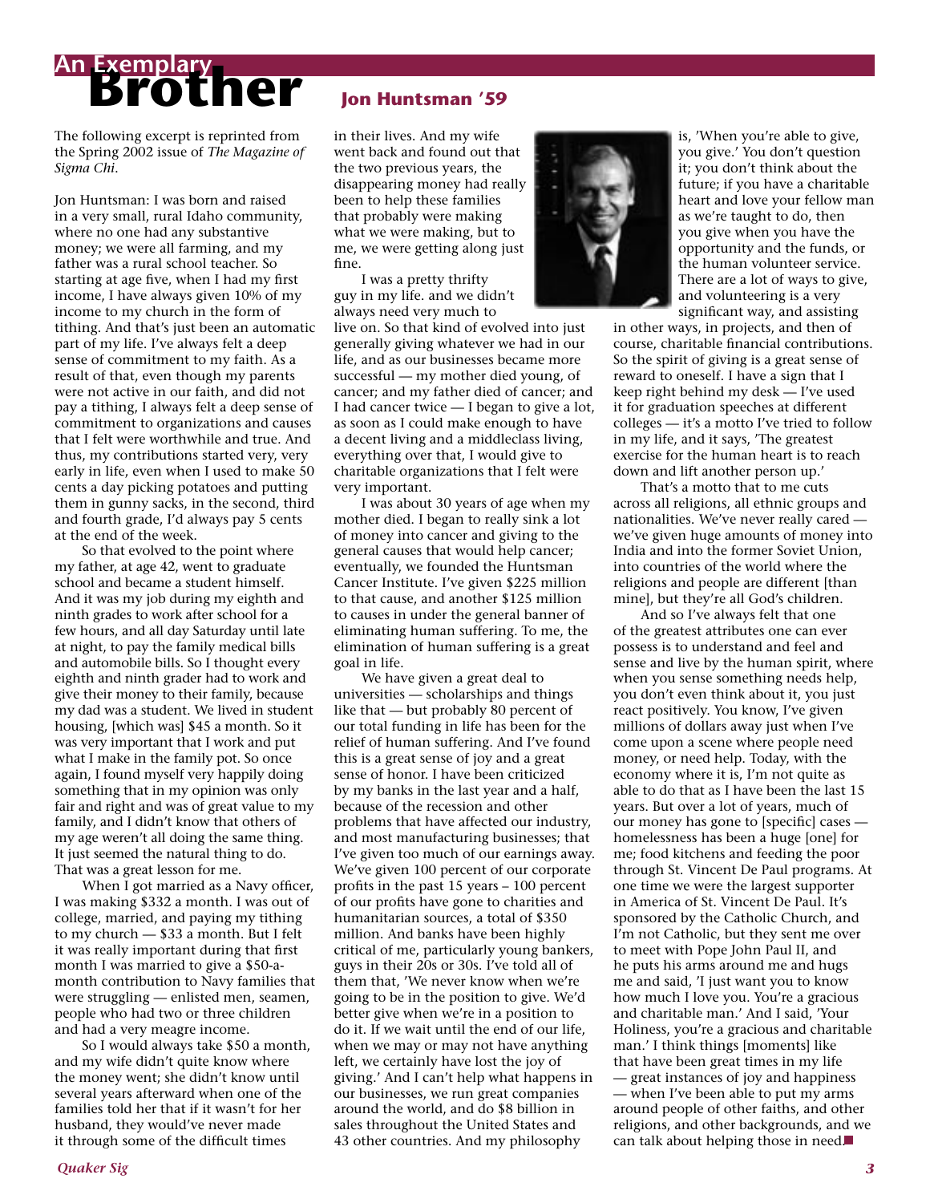# An Exemplary Brother

## Jon Huntsman '59

*The following excerpt is reprinted from the Spring 2002 issue of The Magazine of Sigma Chi.*

Jon Huntsman: I was born and raised in a very small, rural Idaho community, where no one had any substantive money; we were all farming, and my father was a rural school teacher. So starting at age five, when I had my first income, I have always given 10% of my income to my church in the form of tithing. And that's just been an automatic part of my life. I've always felt a deep sense of commitment to my faith. As a result of that, even though my parents were not active in our faith, and did not pay a tithing, I always felt a deep sense of commitment to organizations and causes that I felt were worthwhile and true. And thus, my contributions started very, very early in life, even when I used to make 50 cents a day picking potatoes and putting them in gunny sacks, in the second, third and fourth grade, I'd always pay 5 cents at the end of the week.

So that evolved to the point where my father, at age 42, went to graduate school and became a student himself. And it was my job during my eighth and ninth grades to work after school for a few hours, and all day Saturday until late at night, to pay the family medical bills and automobile bills. So I thought every eighth and ninth grader had to work and give their money to their family, because my dad was a student. We lived in student housing, [which was] $45 a month. So it was very important that I work and put what I make in the family pot. So once again, I found myself very happily doing something that in my opinion was only fair and right and was of great value to my family, and I didn't know that others of my age weren't all doing the same thing. It just seemed the natural thing to do. That was a great lesson for me.

When I got married as a Navy officer, I was making $332 a month. I was out of college, married, and paying my tithing to my church — $33 a month. But I felt it was really important during that first month I was married to give a $50-a-month contribution to Navy families that were struggling — enlisted men, seamen, people who had two or three children and had a very meagre income.

So I would always take $50 a month, and my wife didn't quite know where the money went; she didn't know until several years afterward when one of the families told her that if it wasn't for her husband, they would've never made it through some of the difficult times in their lives. And my wife went back and found out that the two previous years, the disappearing money had really been to help these families that probably were making what we were making, but to me, we were getting along just fine.

I was a pretty thrifty guy in my life. and we didn't always need very much to live on. So that kind of evolved into just generally giving whatever we had in our life, and as our businesses became more successful — my mother died young, of cancer; and my father died of cancer; and I had cancer twice — I began to give a lot, as soon as I could make enough to have a decent living and a middleclass living, everything over that, I would give to charitable organizations that I felt were very important.

I was about 30 years of age when my mother died. I began to really sink a lot of money into cancer and giving to the general causes that would help cancer; eventually, we founded the Huntsman Cancer Institute. I've given $225 million to that cause, and another $125 million to causes in under the general banner of eliminating human suffering. To me, the elimination of human suffering is a great goal in life.

We have given a great deal to universities — scholarships and things like that — but probably 80 percent of our total funding in life has been for the relief of human suffering. And I've found this is a great sense of joy and a great sense of honor. I have been criticized by my banks in the last year and a half, because of the recession and other problems that have affected our industry, and most manufacturing businesses; that I've given too much of our earnings away. We've given 100 percent of our corporate profits in the past 15 years – 100 percent of our profits have gone to charities and humanitarian sources, a total of $350 million. And banks have been highly critical of me, particularly young bankers, guys in their 20s or 30s. I've told all of them that, 'We never know when we're going to be in the position to give. We'd better give when we're in a position to do it. If we wait until the end of our life, when we may or may not have anything left, we certainly have lost the joy of giving.' And I can't help what happens in our businesses, we run great companies around the world, and do $8 billion in sales throughout the United States and 43 other countries. And my philosophy is, 'When you're able to give, you give.' You don't question it; you don't think about the future; if you have a charitable heart and love your fellow man as we're taught to do, then you give when you have the opportunity and the funds, or the human volunteer service. There are a lot of ways to give, and volunteering is a very significant way, and assisting in other ways, in projects, and then of course, charitable financial contributions. So the spirit of giving is a great sense of reward to oneself. I have a sign that I keep right behind my desk — I've used it for graduation speeches at different colleges — it's a motto I've tried to follow in my life, and it says, 'The greatest exercise for the human heart is to reach down and lift another person up.'

That's a motto that to me cuts across all religions, all ethnic groups and nationalities. We've never really cared — we've given huge amounts of money into India and into the former Soviet Union, into countries of the world where the religions and people are different [than mine], but they're all God's children.

And so I've always felt that one of the greatest attributes one can ever possess is to understand and feel and sense and live by the human spirit, where when you sense something needs help, you don't even think about it, you just react positively. You know, I've given millions of dollars away just when I've come upon a scene where people need money, or need help. Today, with the economy where it is, I'm not quite as able to do that as I have been the last 15 years. But over a lot of years, much of our money has gone to [specific] cases — homelessness has been a huge [one] for me; food kitchens and feeding the poor through St. Vincent De Paul programs. At one time we were the largest supporter in America of St. Vincent De Paul. It's sponsored by the Catholic Church, and I'm not Catholic, but they sent me over to meet with Pope John Paul II, and he puts his arms around me and hugs me and said, 'I just want you to know how much I love you. You're a gracious and charitable man.' And I said, 'Your Holiness, you're a gracious and charitable man.' I think things [moments] like that have been great times in my life — great instances of joy and happiness — when I've been able to put my arms around people of other faiths, and other religions, and other backgrounds, and we can talk about helping those in need.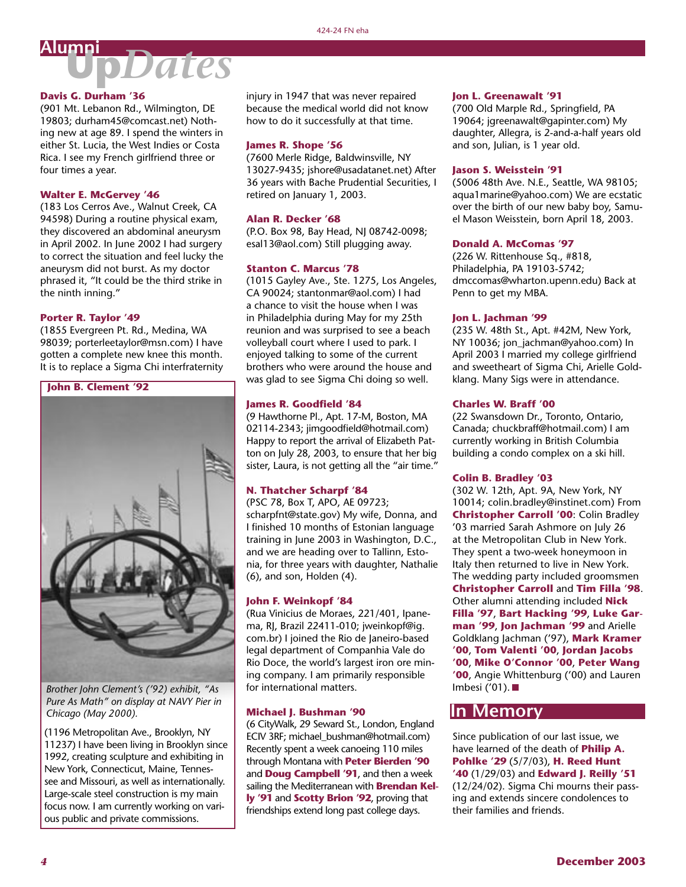# Alumni UpDates

**Davis G. Durham '36**
(901 Mt. Lebanon Rd., Wilmington, DE 19803; durham45@comcast.net) Nothing new at age 89. I spend the winters in either St. Lucia, the West Indies or Costa Rica. I see my French girlfriend three or four times a year.

**Walter E. McGervey '46**
(183 Los Cerros Ave., Walnut Creek, CA 94598) During a routine physical exam, they discovered an abdominal aneurysm in April 2002. In June 2002 I had surgery to correct the situation and feel lucky the aneurysm did not burst. As my doctor phrased it, "It could be the third strike in the ninth inning."

**Porter R. Taylor '49**
(1855 Evergreen Pt. Rd., Medina, WA 98039; porterleetaylor@msn.com) I have gotten a complete new knee this month. It is to replace a Sigma Chi interfraternity injury in 1947 that was never repaired because the medical world did not know how to do it successfully at that time.

**John B. Clement '92**

*Brother John Clement's ('92) exhibit, "As Pure As Math" on display at NAVY Pier in Chicago (May 2000).*

(1196 Metropolitan Ave., Brooklyn, NY 11237) I have been living in Brooklyn since 1992, creating sculpture and exhibiting in New York, Connecticut, Maine, Tennessee and Missouri, as well as internationally. Large-scale steel construction is my main focus now. I am currently working on various public and private commissions.

**James R. Shope '56**
(7600 Merle Ridge, Baldwinsville, NY 13027-9435; jshore@usadatanet.net) After 36 years with Bache Prudential Securities, I retired on January 1, 2003.

**Alan R. Decker '68**
(P.O. Box 98, Bay Head, NJ 08742-0098; esal13@aol.com) Still plugging away.

**Stanton C. Marcus '78**
(1015 Gayley Ave., Ste. 1275, Los Angeles, CA 90024; stantonmar@aol.com) I had a chance to visit the house when I was in Philadelphia during May for my 25th reunion and was surprised to see a beach volleyball court where I used to park. I enjoyed talking to some of the current brothers who were around the house and was glad to see Sigma Chi doing so well.

**James R. Goodfield '84**
(9 Hawthorne Pl., Apt. 17-M, Boston, MA 02114-2343; jimgoodfield@hotmail.com) Happy to report the arrival of Elizabeth Patton on July 28, 2003, to ensure that her big sister, Laura, is not getting all the "air time."

**N. Thatcher Scharpf '84**
(PSC 78, Box T, APO, AE 09723; scharpfnt@state.gov) My wife, Donna, and I finished 10 months of Estonian language training in June 2003 in Washington, D.C., and we are heading over to Tallinn, Estonia, for three years with daughter, Nathalie (6), and son, Holden (4).

**John F. Weinkopf '84**
(Rua Vinicius de Moraes, 221/401, Ipanema, RJ, Brazil 22411-010; jweinkopf@ig.com.br) I joined the Rio de Janeiro-based legal department of Companhia Vale do Rio Doce, the world's largest iron ore mining company. I am primarily responsible for international matters.

**Michael J. Bushman '90**
(6 CityWalk, 29 Seward St., London, England ECIV 3RF; michael_bushman@hotmail.com) Recently spent a week canoeing 110 miles through Montana with **Peter Bierden '90** and **Doug Campbell '91**, and then a week sailing the Mediterranean with **Brendan Kelly '91** and **Scotty Brion '92**, proving that friendships extend long past college days.

**Jon L. Greenawalt '91**
(700 Old Marple Rd., Springfield, PA 19064; jgreenawalt@gapinter.com) My daughter, Allegra, is 2-and-a-half years old and son, Julian, is 1 year old.

**Jason S. Weisstein '91**
(5006 48th Ave. N.E., Seattle, WA 98105; aqua1marine@yahoo.com) We are ecstatic over the birth of our new baby boy, Samuel Mason Weisstein, born April 18, 2003.

**Donald A. McComas '97**
(226 W. Rittenhouse Sq., #818, Philadelphia, PA 19103-5742; dmccomas@wharton.upenn.edu) Back at Penn to get my MBA.

**Jon L. Jachman '99**
(235 W. 48th St., Apt. #42M, New York, NY 10036; jon_jachman@yahoo.com) In April 2003 I married my college girlfriend and sweetheart of Sigma Chi, Arielle Goldklang. Many Sigs were in attendance.

**Charles W. Braff '00**
(22 Swansdown Dr., Toronto, Ontario, Canada; chuckbraff@hotmail.com) I am currently working in British Columbia building a condo complex on a ski hill.

**Colin B. Bradley '03**
(302 W. 12th, Apt. 9A, New York, NY 10014; colin.bradley@instinet.com) From **Christopher Carroll '00**: Colin Bradley '03 married Sarah Ashmore on July 26 at the Metropolitan Club in New York. They spent a two-week honeymoon in Italy then returned to live in New York. The wedding party included groomsmen **Christopher Carroll** and **Tim Filla '98**. Other alumni attending included **Nick Filla '97**, **Bart Hacking '99**, **Luke Garman '99**, **Jon Jachman '99** and Arielle Goldklang Jachman ('97), **Mark Kramer '00**, **Tom Valenti '00**, **Jordan Jacobs '00**, **Mike O'Connor '00**, **Peter Wang '00**, Angie Whittenburg ('00) and Lauren Imbesi ('01). ■

## In Memory

Since publication of our last issue, we have learned of the death of **Philip A. Pohlke '29** (5/7/03), **H. Reed Hunt '40** (1/29/03) and **Edward J. Reilly '51** (12/24/02). Sigma Chi mourns their passing and extends sincere condolences to their families and friends.